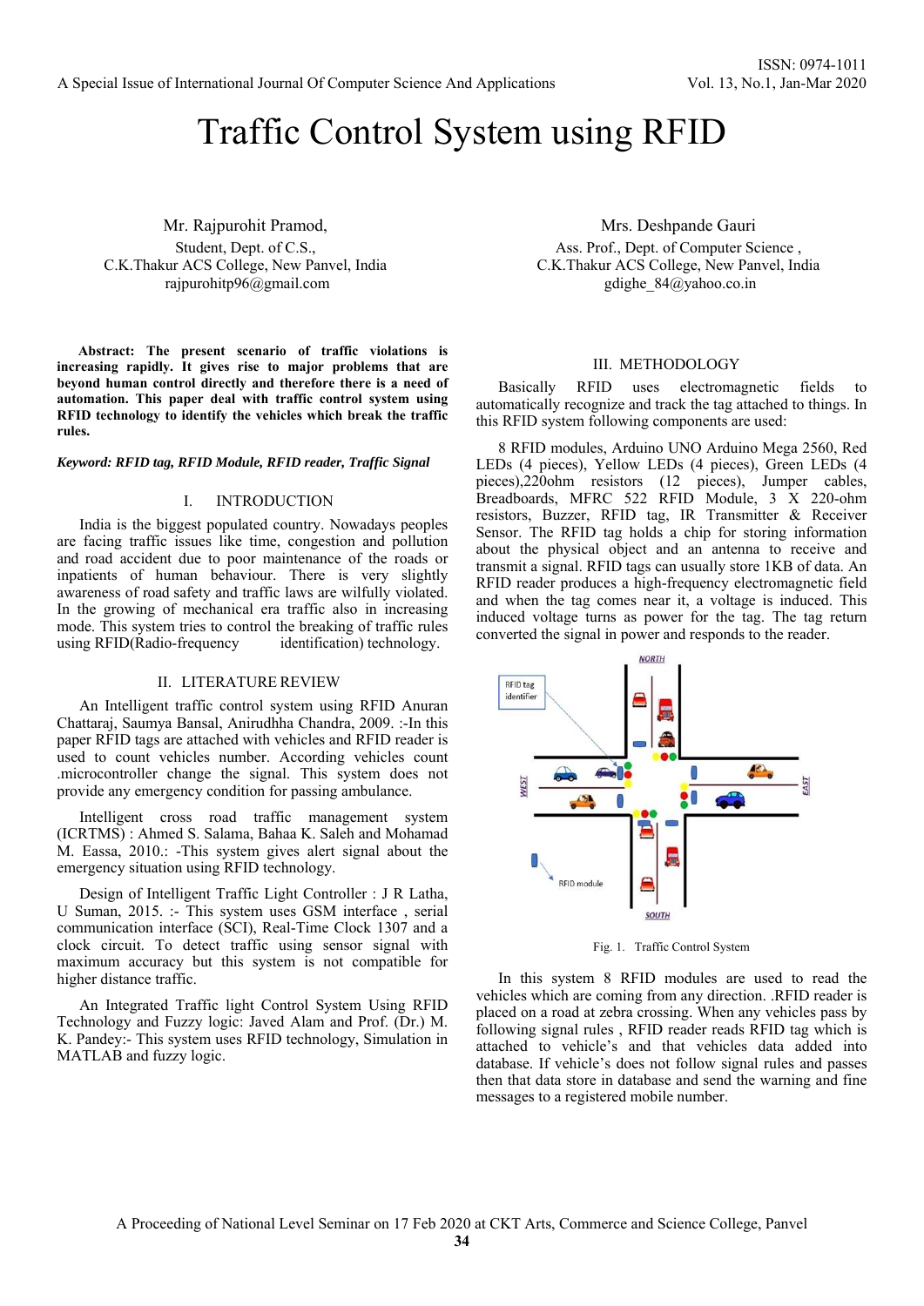# Traffic Control System using RFID

Mr. Rajpurohit Pramod,
Student, Dept. of C.S.,
C.K.Thakur ACS College, New Panvel, India
rajpurohitp96@gmail.com

Mrs. Deshpande Gauri
Ass. Prof., Dept. of Computer Science ,
C.K.Thakur ACS College, New Panvel, India
gdighe_84@yahoo.co.in

**Abstract: The present scenario of traffic violations is increasing rapidly. It gives rise to major problems that are beyond human control directly and therefore there is a need of automation. This paper deal with traffic control system using RFID technology to identify the vehicles which break the traffic rules.**

***Keyword: RFID tag, RFID Module, RFID reader, Traffic Signal***

## I. INTRODUCTION

India is the biggest populated country. Nowadays peoples are facing traffic issues like time, congestion and pollution and road accident due to poor maintenance of the roads or inpatients of human behaviour. There is very slightly awareness of road safety and traffic laws are wilfully violated. In the growing of mechanical era traffic also in increasing mode. This system tries to control the breaking of traffic rules using RFID(Radio-frequency identification) technology.

## II. LITERATURE REVIEW

An Intelligent traffic control system using RFID Anuran Chattaraj, Saumya Bansal, Anirudhha Chandra, 2009. :-In this paper RFID tags are attached with vehicles and RFID reader is used to count vehicles number. According vehicles count .microcontroller change the signal. This system does not provide any emergency condition for passing ambulance.

Intelligent cross road traffic management system (ICRTMS) : Ahmed S. Salama, Bahaa K. Saleh and Mohamad M. Eassa, 2010.: -This system gives alert signal about the emergency situation using RFID technology.

Design of Intelligent Traffic Light Controller : J R Latha, U Suman, 2015. :- This system uses GSM interface , serial communication interface (SCI), Real-Time Clock 1307 and a clock circuit. To detect traffic using sensor signal with maximum accuracy but this system is not compatible for higher distance traffic.

An Integrated Traffic light Control System Using RFID Technology and Fuzzy logic: Javed Alam and Prof. (Dr.) M. K. Pandey:- This system uses RFID technology, Simulation in MATLAB and fuzzy logic.

## III. METHODOLOGY

Basically RFID uses electromagnetic fields to automatically recognize and track the tag attached to things. In this RFID system following components are used:

8 RFID modules, Arduino UNO Arduino Mega 2560, Red LEDs (4 pieces), Yellow LEDs (4 pieces), Green LEDs (4 pieces),220ohm resistors (12 pieces), Jumper cables, Breadboards, MFRC 522 RFID Module, 3 X 220-ohm resistors, Buzzer, RFID tag, IR Transmitter & Receiver Sensor. The RFID tag holds a chip for storing information about the physical object and an antenna to receive and transmit a signal. RFID tags can usually store 1KB of data. An RFID reader produces a high-frequency electromagnetic field and when the tag comes near it, a voltage is induced. This induced voltage turns as power for the tag. The tag return converted the signal in power and responds to the reader.

Fig. 1. Traffic Control System

In this system 8 RFID modules are used to read the vehicles which are coming from any direction. .RFID reader is placed on a road at zebra crossing. When any vehicles pass by following signal rules , RFID reader reads RFID tag which is attached to vehicle's and that vehicles data added into database. If vehicle's does not follow signal rules and passes then that data store in database and send the warning and fine messages to a registered mobile number.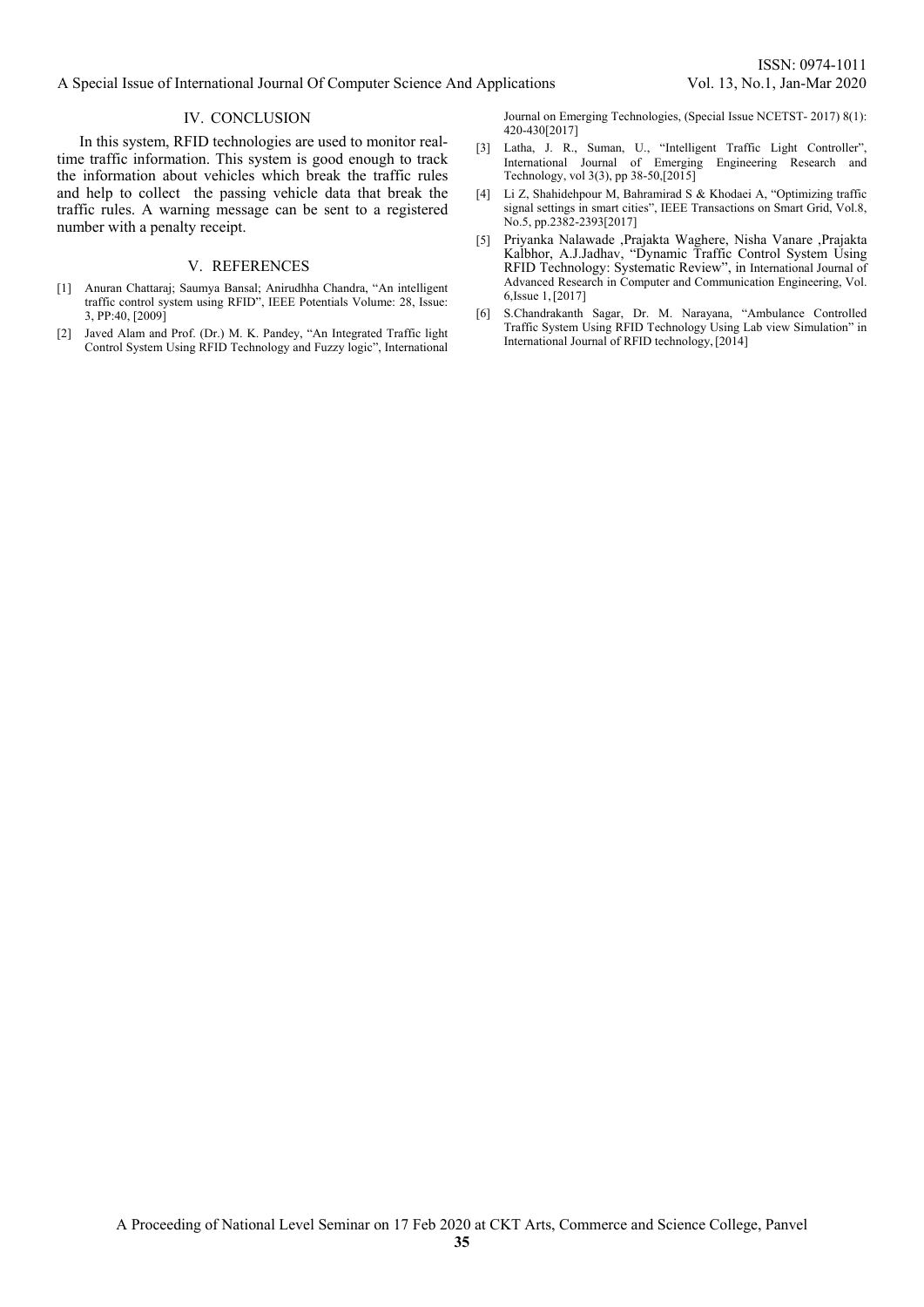## IV. CONCLUSION

In this system, RFID technologies are used to monitor real-time traffic information. This system is good enough to track the information about vehicles which break the traffic rules and help to collect the passing vehicle data that break the traffic rules. A warning message can be sent to a registered number with a penalty receipt.

## V. REFERENCES

[1] Anuran Chattaraj; Saumya Bansal; Anirudhha Chandra, "An intelligent traffic control system using RFID", IEEE Potentials Volume: 28, Issue: 3, PP:40, [2009]

[2] Javed Alam and Prof. (Dr.) M. K. Pandey, "An Integrated Traffic light Control System Using RFID Technology and Fuzzy logic", International Journal on Emerging Technologies, (Special Issue NCETST- 2017) 8(1): 420-430[2017]

[3] Latha, J. R., Suman, U., "Intelligent Traffic Light Controller", International Journal of Emerging Engineering Research and Technology, vol 3(3), pp 38-50,[2015]

[4] Li Z, Shahidehpour M, Bahramirad S & Khodaei A, "Optimizing traffic signal settings in smart cities", IEEE Transactions on Smart Grid, Vol.8, No.5, pp.2382-2393[2017]

[5] Priyanka Nalawade ,Prajakta Waghere, Nisha Vanare ,Prajakta Kalbhor, A.J.Jadhav, "Dynamic Traffic Control System Using RFID Technology: Systematic Review", in International Journal of Advanced Research in Computer and Communication Engineering, Vol. 6,Issue 1, [2017]

[6] S.Chandrakanth Sagar, Dr. M. Narayana, "Ambulance Controlled Traffic System Using RFID Technology Using Lab view Simulation" in International Journal of RFID technology, [2014]